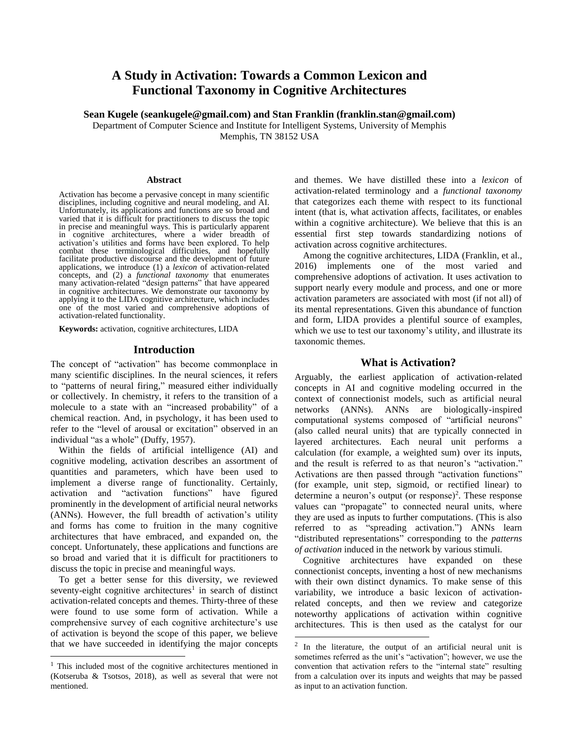# A Study in Activation: Towards a Common Lexicon and Functional Taxonomy in Cognitive Architectures

**Sean Kugele (seankugele@gmail.com) and Stan Franklin (franklin.stan@gmail.com)**

Department of Computer Science and Institute for Intelligent Systems, University of Memphis
Memphis, TN 38152 USA

## Abstract

Activation has become a pervasive concept in many scientific disciplines, including cognitive and neural modeling, and AI. Unfortunately, its applications and functions are so broad and varied that it is difficult for practitioners to discuss the topic in precise and meaningful ways. This is particularly apparent in cognitive architectures, where a wider breadth of activation's utilities and forms have been explored. To help combat these terminological difficulties, and hopefully facilitate productive discourse and the development of future applications, we introduce (1) a *lexicon* of activation-related concepts, and (2) a *functional taxonomy* that enumerates many activation-related "design patterns" that have appeared in cognitive architectures. We demonstrate our taxonomy by applying it to the LIDA cognitive architecture, which includes one of the most varied and comprehensive adoptions of activation-related functionality.

**Keywords:** activation, cognitive architectures, LIDA

## Introduction

The concept of "activation" has become commonplace in many scientific disciplines. In the neural sciences, it refers to "patterns of neural firing," measured either individually or collectively. In chemistry, it refers to the transition of a molecule to a state with an "increased probability" of a chemical reaction. And, in psychology, it has been used to refer to the "level of arousal or excitation" observed in an individual "as a whole" (Duffy, 1957).

Within the fields of artificial intelligence (AI) and cognitive modeling, activation describes an assortment of quantities and parameters, which have been used to implement a diverse range of functionality. Certainly, activation and "activation functions" have figured prominently in the development of artificial neural networks (ANNs). However, the full breadth of activation's utility and forms has come to fruition in the many cognitive architectures that have embraced, and expanded on, the concept. Unfortunately, these applications and functions are so broad and varied that it is difficult for practitioners to discuss the topic in precise and meaningful ways.

To get a better sense for this diversity, we reviewed seventy-eight cognitive architectures[1] in search of distinct activation-related concepts and themes. Thirty-three of these were found to use some form of activation. While a comprehensive survey of each cognitive architecture's use of activation is beyond the scope of this paper, we believe that we have succeeded in identifying the major concepts and themes. We have distilled these into a *lexicon* of activation-related terminology and a *functional taxonomy* that categorizes each theme with respect to its functional intent (that is, what activation affects, facilitates, or enables within a cognitive architecture). We believe that this is an essential first step towards standardizing notions of activation across cognitive architectures.

Among the cognitive architectures, LIDA (Franklin, et al., 2016) implements one of the most varied and comprehensive adoptions of activation. It uses activation to support nearly every module and process, and one or more activation parameters are associated with most (if not all) of its mental representations. Given this abundance of function and form, LIDA provides a plentiful source of examples, which we use to test our taxonomy's utility, and illustrate its taxonomic themes.

## What is Activation?

Arguably, the earliest application of activation-related concepts in AI and cognitive modeling occurred in the context of connectionist models, such as artificial neural networks (ANNs). ANNs are biologically-inspired computational systems composed of "artificial neurons" (also called neural units) that are typically connected in layered architectures. Each neural unit performs a calculation (for example, a weighted sum) over its inputs, and the result is referred to as that neuron's "activation." Activations are then passed through "activation functions" (for example, unit step, sigmoid, or rectified linear) to determine a neuron's output (or response)[2]. These response values can "propagate" to connected neural units, where they are used as inputs to further computations. (This is also referred to as "spreading activation.") ANNs learn "distributed representations" corresponding to the *patterns of activation* induced in the network by various stimuli.

Cognitive architectures have expanded on these connectionist concepts, inventing a host of new mechanisms with their own distinct dynamics. To make sense of this variability, we introduce a basic lexicon of activation-related concepts, and then we review and categorize noteworthy applications of activation within cognitive architectures. This is then used as the catalyst for our

---

[1] This included most of the cognitive architectures mentioned in (Kotseruba & Tsotsos, 2018), as well as several that were not mentioned.

[2] In the literature, the output of an artificial neural unit is sometimes referred as the unit's "activation"; however, we use the convention that activation refers to the "internal state" resulting from a calculation over its inputs and weights that may be passed as input to an activation function.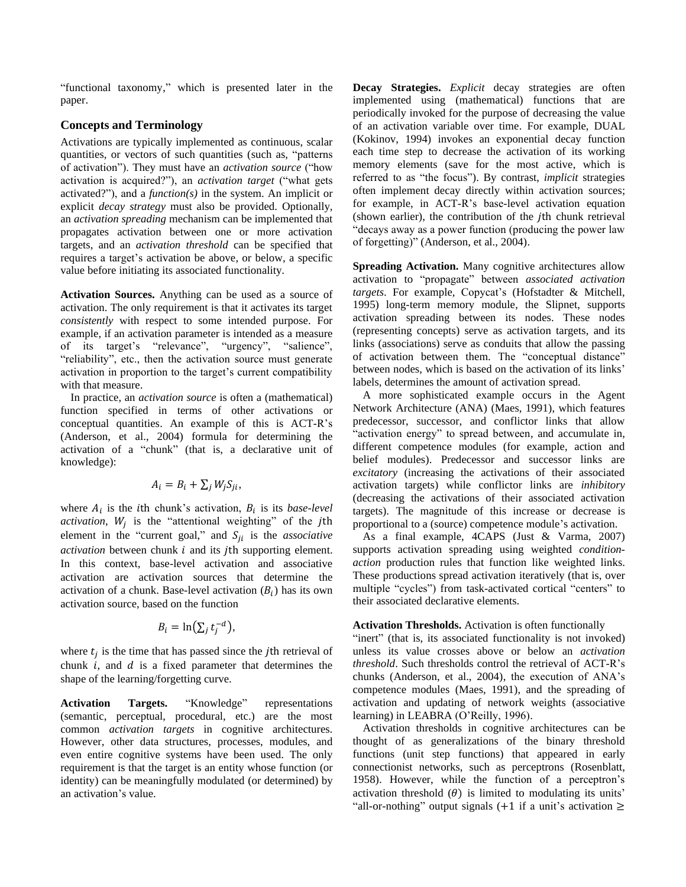"functional taxonomy," which is presented later in the paper.

## Concepts and Terminology

Activations are typically implemented as continuous, scalar quantities, or vectors of such quantities (such as, "patterns of activation"). They must have an *activation source* ("how activation is acquired?"), an *activation target* ("what gets activated?"), and a *function(s)* in the system. An implicit or explicit *decay strategy* must also be provided. Optionally, an *activation spreading* mechanism can be implemented that propagates activation between one or more activation targets, and an *activation threshold* can be specified that requires a target's activation be above, or below, a specific value before initiating its associated functionality.

**Activation Sources.** Anything can be used as a source of activation. The only requirement is that it activates its target *consistently* with respect to some intended purpose. For example, if an activation parameter is intended as a measure of its target's "relevance", "urgency", "salience", "reliability", etc., then the activation source must generate activation in proportion to the target's current compatibility with that measure.

In practice, an *activation source* is often a (mathematical) function specified in terms of other activations or conceptual quantities. An example of this is ACT-R's (Anderson, et al., 2004) formula for determining the activation of a "chunk" (that is, a declarative unit of knowledge):

$$A_i = B_i + \sum_j W_j S_{ji},$$

where $A_i$ is the $i$th chunk's activation, $B_i$ is its *base-level activation*, $W_j$ is the "attentional weighting" of the $j$th element in the "current goal," and $S_{ji}$ is the *associative activation* between chunk $i$ and its $j$th supporting element. In this context, base-level activation and associative activation are activation sources that determine the activation of a chunk. Base-level activation ($B_i$) has its own activation source, based on the function

$$B_i = \ln\left(\sum_j t_j^{-d}\right),$$

where $t_j$ is the time that has passed since the $j$th retrieval of chunk $i$, and $d$ is a fixed parameter that determines the shape of the learning/forgetting curve.

**Activation Targets.** "Knowledge" representations (semantic, perceptual, procedural, etc.) are the most common *activation targets* in cognitive architectures. However, other data structures, processes, modules, and even entire cognitive systems have been used. The only requirement is that the target is an entity whose function (or identity) can be meaningfully modulated (or determined) by an activation's value.

**Decay Strategies.** *Explicit* decay strategies are often implemented using (mathematical) functions that are periodically invoked for the purpose of decreasing the value of an activation variable over time. For example, DUAL (Kokinov, 1994) invokes an exponential decay function each time step to decrease the activation of its working memory elements (save for the most active, which is referred to as "the focus"). By contrast, *implicit* strategies often implement decay directly within activation sources; for example, in ACT-R's base-level activation equation (shown earlier), the contribution of the $j$th chunk retrieval "decays away as a power function (producing the power law of forgetting)" (Anderson, et al., 2004).

**Spreading Activation.** Many cognitive architectures allow activation to "propagate" between *associated activation targets*. For example, Copycat's (Hofstadter & Mitchell, 1995) long-term memory module, the Slipnet, supports activation spreading between its nodes. These nodes (representing concepts) serve as activation targets, and its links (associations) serve as conduits that allow the passing of activation between them. The "conceptual distance" between nodes, which is based on the activation of its links' labels, determines the amount of activation spread.

A more sophisticated example occurs in the Agent Network Architecture (ANA) (Maes, 1991), which features predecessor, successor, and conflictor links that allow "activation energy" to spread between, and accumulate in, different competence modules (for example, action and belief modules). Predecessor and successor links are *excitatory* (increasing the activations of their associated activation targets) while conflictor links are *inhibitory* (decreasing the activations of their associated activation targets). The magnitude of this increase or decrease is proportional to a (source) competence module's activation.

As a final example, 4CAPS (Just & Varma, 2007) supports activation spreading using weighted *condition-action* production rules that function like weighted links. These productions spread activation iteratively (that is, over multiple "cycles") from task-activated cortical "centers" to their associated declarative elements.

**Activation Thresholds.** Activation is often functionally "inert" (that is, its associated functionality is not invoked) unless its value crosses above or below an *activation threshold*. Such thresholds control the retrieval of ACT-R's chunks (Anderson, et al., 2004), the execution of ANA's competence modules (Maes, 1991), and the spreading of activation and updating of network weights (associative learning) in LEABRA (O'Reilly, 1996).

Activation thresholds in cognitive architectures can be thought of as generalizations of the binary threshold functions (unit step functions) that appeared in early connectionist networks, such as perceptrons (Rosenblatt, 1958). However, while the function of a perceptron's activation threshold ($\theta$) is limited to modulating its units' "all-or-nothing" output signals ($+1$ if a unit's activation $\geq$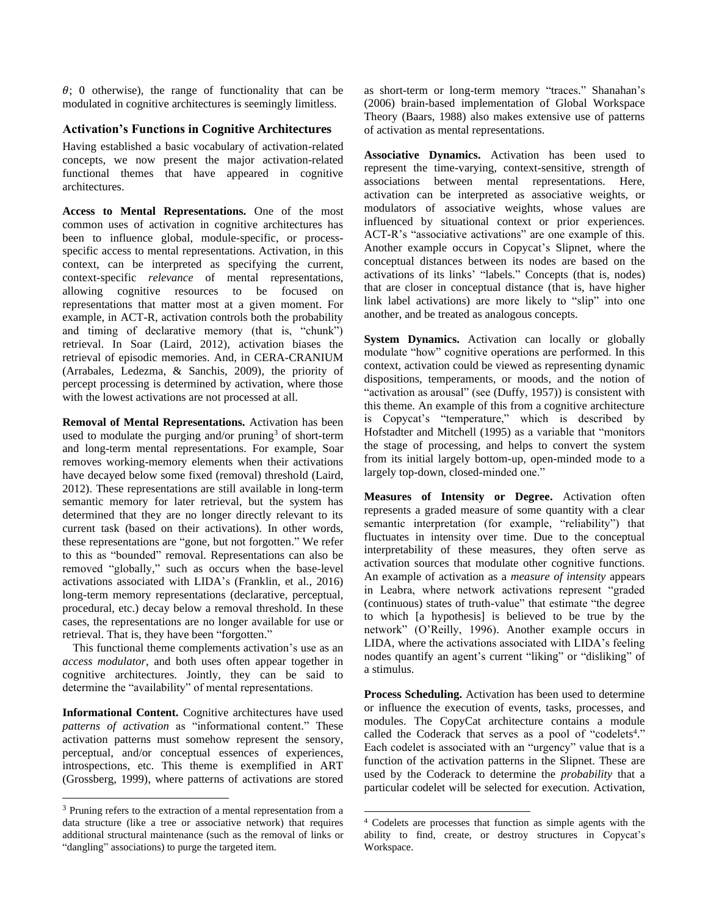$\theta$; 0 otherwise), the range of functionality that can be modulated in cognitive architectures is seemingly limitless.

## Activation's Functions in Cognitive Architectures

Having established a basic vocabulary of activation-related concepts, we now present the major activation-related functional themes that have appeared in cognitive architectures.

**Access to Mental Representations.** One of the most common uses of activation in cognitive architectures has been to influence global, module-specific, or process-specific access to mental representations. Activation, in this context, can be interpreted as specifying the current, context-specific *relevance* of mental representations, allowing cognitive resources to be focused on representations that matter most at a given moment. For example, in ACT-R, activation controls both the probability and timing of declarative memory (that is, "chunk") retrieval. In Soar (Laird, 2012), activation biases the retrieval of episodic memories. And, in CERA-CRANIUM (Arrabales, Ledezma, & Sanchis, 2009), the priority of percept processing is determined by activation, where those with the lowest activations are not processed at all.

**Removal of Mental Representations.** Activation has been used to modulate the purging and/or pruning[3] of short-term and long-term mental representations. For example, Soar removes working-memory elements when their activations have decayed below some fixed (removal) threshold (Laird, 2012). These representations are still available in long-term semantic memory for later retrieval, but the system has determined that they are no longer directly relevant to its current task (based on their activations). In other words, these representations are "gone, but not forgotten." We refer to this as "bounded" removal. Representations can also be removed "globally," such as occurs when the base-level activations associated with LIDA's (Franklin, et al., 2016) long-term memory representations (declarative, perceptual, procedural, etc.) decay below a removal threshold. In these cases, the representations are no longer available for use or retrieval. That is, they have been "forgotten."

This functional theme complements activation's use as an *access modulator*, and both uses often appear together in cognitive architectures. Jointly, they can be said to determine the "availability" of mental representations.

**Informational Content.** Cognitive architectures have used *patterns of activation* as "informational content." These activation patterns must somehow represent the sensory, perceptual, and/or conceptual essences of experiences, introspections, etc. This theme is exemplified in ART (Grossberg, 1999), where patterns of activations are stored as short-term or long-term memory "traces." Shanahan's (2006) brain-based implementation of Global Workspace Theory (Baars, 1988) also makes extensive use of patterns of activation as mental representations.

**Associative Dynamics.** Activation has been used to represent the time-varying, context-sensitive, strength of associations between mental representations. Here, activation can be interpreted as associative weights, or modulators of associative weights, whose values are influenced by situational context or prior experiences. ACT-R's "associative activations" are one example of this. Another example occurs in Copycat's Slipnet, where the conceptual distances between its nodes are based on the activations of its links' "labels." Concepts (that is, nodes) that are closer in conceptual distance (that is, have higher link label activations) are more likely to "slip" into one another, and be treated as analogous concepts.

**System Dynamics.** Activation can locally or globally modulate "how" cognitive operations are performed. In this context, activation could be viewed as representing dynamic dispositions, temperaments, or moods, and the notion of "activation as arousal" (see (Duffy, 1957)) is consistent with this theme. An example of this from a cognitive architecture is Copycat's "temperature," which is described by Hofstadter and Mitchell (1995) as a variable that "monitors the stage of processing, and helps to convert the system from its initial largely bottom-up, open-minded mode to a largely top-down, closed-minded one."

**Measures of Intensity or Degree.** Activation often represents a graded measure of some quantity with a clear semantic interpretation (for example, "reliability") that fluctuates in intensity over time. Due to the conceptual interpretability of these measures, they often serve as activation sources that modulate other cognitive functions. An example of activation as a *measure of intensity* appears in Leabra, where network activations represent "graded (continuous) states of truth-value" that estimate "the degree to which [a hypothesis] is believed to be true by the network" (O'Reilly, 1996). Another example occurs in LIDA, where the activations associated with LIDA's feeling nodes quantify an agent's current "liking" or "disliking" of a stimulus.

**Process Scheduling.** Activation has been used to determine or influence the execution of events, tasks, processes, and modules. The CopyCat architecture contains a module called the Coderack that serves as a pool of "codelets[4]." Each codelet is associated with an "urgency" value that is a function of the activation patterns in the Slipnet. These are used by the Coderack to determine the *probability* that a particular codelet will be selected for execution. Activation,

---

[3] Pruning refers to the extraction of a mental representation from a data structure (like a tree or associative network) that requires additional structural maintenance (such as the removal of links or "dangling" associations) to purge the targeted item.

[4] Codelets are processes that function as simple agents with the ability to find, create, or destroy structures in Copycat's Workspace.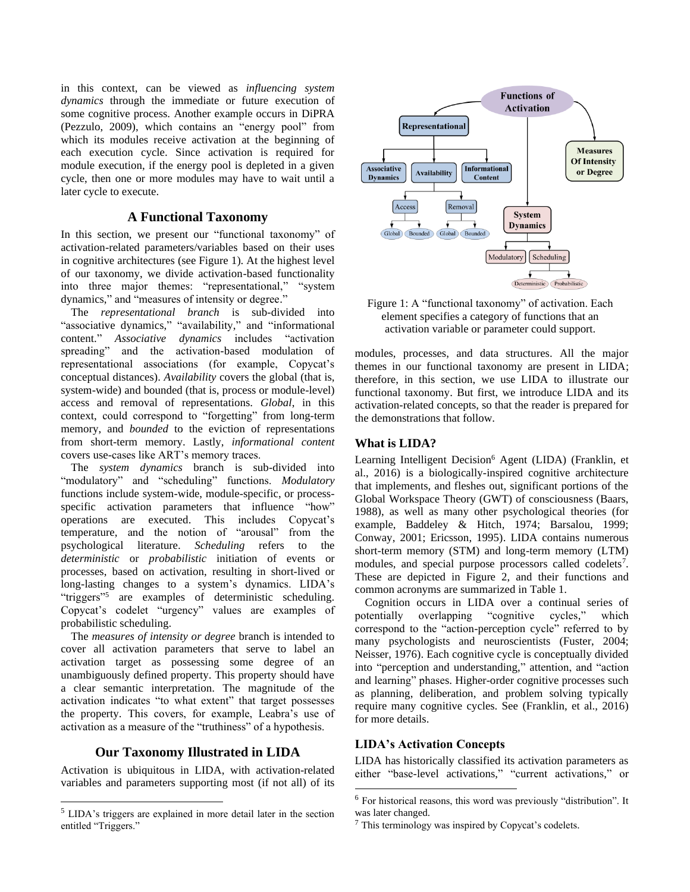in this context, can be viewed as *influencing system dynamics* through the immediate or future execution of some cognitive process. Another example occurs in DiPRA (Pezzulo, 2009), which contains an "energy pool" from which its modules receive activation at the beginning of each execution cycle. Since activation is required for module execution, if the energy pool is depleted in a given cycle, then one or more modules may have to wait until a later cycle to execute.

## A Functional Taxonomy

In this section, we present our "functional taxonomy" of activation-related parameters/variables based on their uses in cognitive architectures (see Figure 1). At the highest level of our taxonomy, we divide activation-based functionality into three major themes: "representational," "system dynamics," and "measures of intensity or degree."

The *representational branch* is sub-divided into "associative dynamics," "availability," and "informational content." *Associative dynamics* includes "activation spreading" and the activation-based modulation of representational associations (for example, Copycat's conceptual distances). *Availability* covers the global (that is, system-wide) and bounded (that is, process or module-level) access and removal of representations. *Global*, in this context, could correspond to "forgetting" from long-term memory, and *bounded* to the eviction of representations from short-term memory. Lastly, *informational content* covers use-cases like ART's memory traces.

The *system dynamics* branch is sub-divided into "modulatory" and "scheduling" functions. *Modulatory* functions include system-wide, module-specific, or process-specific activation parameters that influence "how" operations are executed. This includes Copycat's temperature, and the notion of "arousal" from the psychological literature. *Scheduling* refers to the *deterministic* or *probabilistic* initiation of events or processes, based on activation, resulting in short-lived or long-lasting changes to a system's dynamics. LIDA's "triggers"[5] are examples of deterministic scheduling. Copycat's codelet "urgency" values are examples of probabilistic scheduling.

The *measures of intensity or degree* branch is intended to cover all activation parameters that serve to label an activation target as possessing some degree of an unambiguously defined property. This property should have a clear semantic interpretation. The magnitude of the activation indicates "to what extent" that target possesses the property. This covers, for example, Leabra's use of activation as a measure of the "truthiness" of a hypothesis.

Figure 1: A "functional taxonomy" of activation. Each element specifies a category of functions that an activation variable or parameter could support.

## Our Taxonomy Illustrated in LIDA

Activation is ubiquitous in LIDA, with activation-related variables and parameters supporting most (if not all) of its modules, processes, and data structures. All the major themes in our functional taxonomy are present in LIDA; therefore, in this section, we use LIDA to illustrate our functional taxonomy. But first, we introduce LIDA and its activation-related concepts, so that the reader is prepared for the demonstrations that follow.

### What is LIDA?

Learning Intelligent Decision[6] Agent (LIDA) (Franklin, et al., 2016) is a biologically-inspired cognitive architecture that implements, and fleshes out, significant portions of the Global Workspace Theory (GWT) of consciousness (Baars, 1988), as well as many other psychological theories (for example, Baddeley & Hitch, 1974; Barsalou, 1999; Conway, 2001; Ericsson, 1995). LIDA contains numerous short-term memory (STM) and long-term memory (LTM) modules, and special purpose processors called codelets[7]. These are depicted in Figure 2, and their functions and common acronyms are summarized in Table 1.

Cognition occurs in LIDA over a continual series of potentially overlapping "cognitive cycles," which correspond to the "action-perception cycle" referred to by many psychologists and neuroscientists (Fuster, 2004; Neisser, 1976). Each cognitive cycle is conceptually divided into "perception and understanding," attention, and "action and learning" phases. Higher-order cognitive processes such as planning, deliberation, and problem solving typically require many cognitive cycles. See (Franklin, et al., 2016) for more details.

### LIDA's Activation Concepts

LIDA has historically classified its activation parameters as either "base-level activations," "current activations," or

[5] LIDA's triggers are explained in more detail later in the section entitled "Triggers."

[6] For historical reasons, this word was previously "distribution". It was later changed.

[7] This terminology was inspired by Copycat's codelets.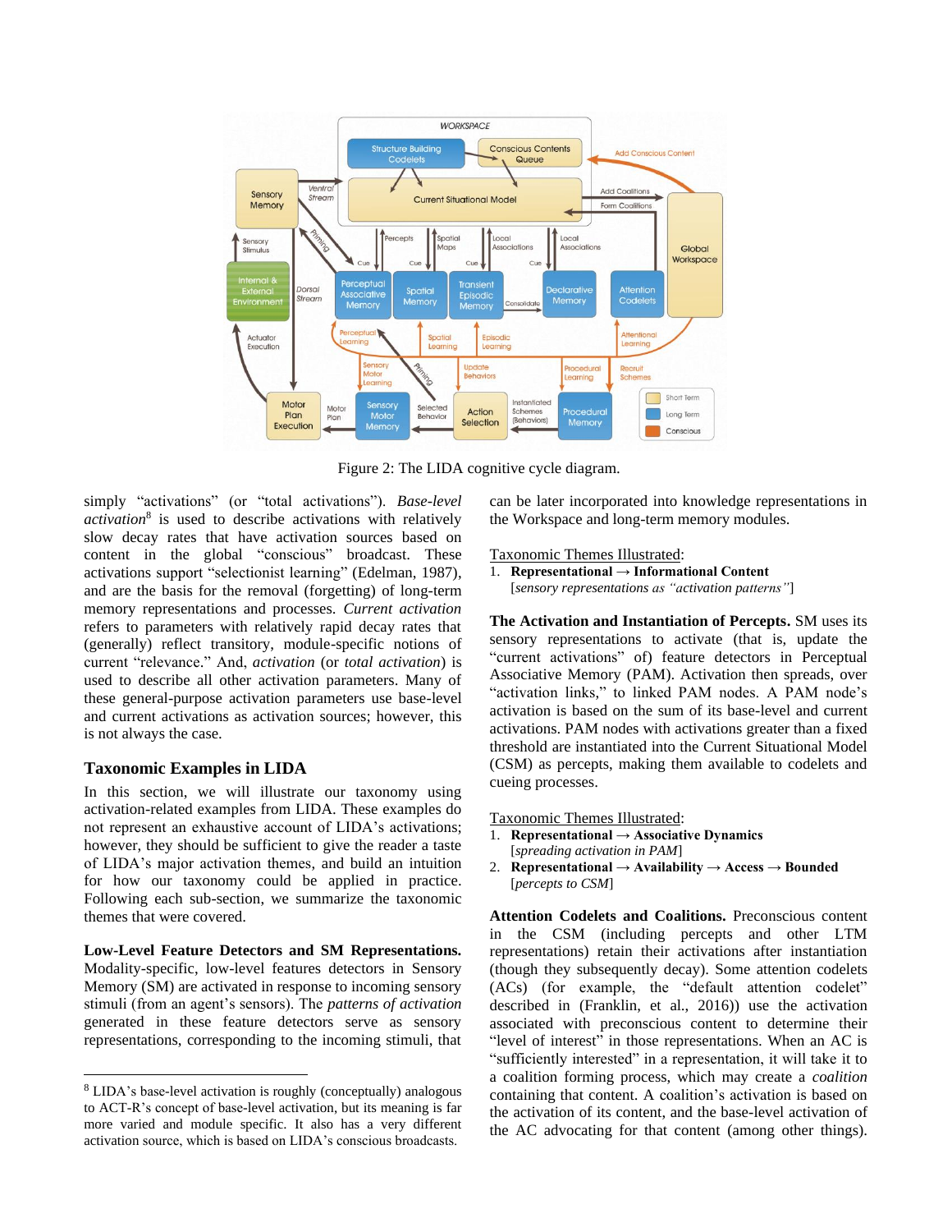Figure 2: The LIDA cognitive cycle diagram.

simply "activations" (or "total activations"). *Base-level activation*[8] is used to describe activations with relatively slow decay rates that have activation sources based on content in the global "conscious" broadcast. These activations support "selectionist learning" (Edelman, 1987), and are the basis for the removal (forgetting) of long-term memory representations and processes. *Current activation* refers to parameters with relatively rapid decay rates that (generally) reflect transitory, module-specific notions of current "relevance." And, *activation* (or *total activation*) is used to describe all other activation parameters. Many of these general-purpose activation parameters use base-level and current activations as activation sources; however, this is not always the case.

## Taxonomic Examples in LIDA

In this section, we will illustrate our taxonomy using activation-related examples from LIDA. These examples do not represent an exhaustive account of LIDA's activations; however, they should be sufficient to give the reader a taste of LIDA's major activation themes, and build an intuition for how our taxonomy could be applied in practice. Following each sub-section, we summarize the taxonomic themes that were covered.

**Low-Level Feature Detectors and SM Representations.** Modality-specific, low-level features detectors in Sensory Memory (SM) are activated in response to incoming sensory stimuli (from an agent's sensors). The *patterns of activation* generated in these feature detectors serve as sensory representations, corresponding to the incoming stimuli, that can be later incorporated into knowledge representations in the Workspace and long-term memory modules.

Taxonomic Themes Illustrated:

1. **Representational → Informational Content**
   [*sensory representations as "activation patterns"*]

**The Activation and Instantiation of Percepts.** SM uses its sensory representations to activate (that is, update the "current activations" of) feature detectors in Perceptual Associative Memory (PAM). Activation then spreads, over "activation links," to linked PAM nodes. A PAM node's activation is based on the sum of its base-level and current activations. PAM nodes with activations greater than a fixed threshold are instantiated into the Current Situational Model (CSM) as percepts, making them available to codelets and cueing processes.

Taxonomic Themes Illustrated:

1. **Representational → Associative Dynamics**
   [*spreading activation in PAM*]
2. **Representational → Availability → Access → Bounded**
   [*percepts to CSM*]

**Attention Codelets and Coalitions.** Preconscious content in the CSM (including percepts and other LTM representations) retain their activations after instantiation (though they subsequently decay). Some attention codelets (ACs) (for example, the "default attention codelet" described in (Franklin, et al., 2016)) use the activation associated with preconscious content to determine their "level of interest" in those representations. When an AC is "sufficiently interested" in a representation, it will take it to a coalition forming process, which may create a *coalition* containing that content. A coalition's activation is based on the activation of its content, and the base-level activation of the AC advocating for that content (among other things).

[8] LIDA's base-level activation is roughly (conceptually) analogous to ACT-R's concept of base-level activation, but its meaning is far more varied and module specific. It also has a very different activation source, which is based on LIDA's conscious broadcasts.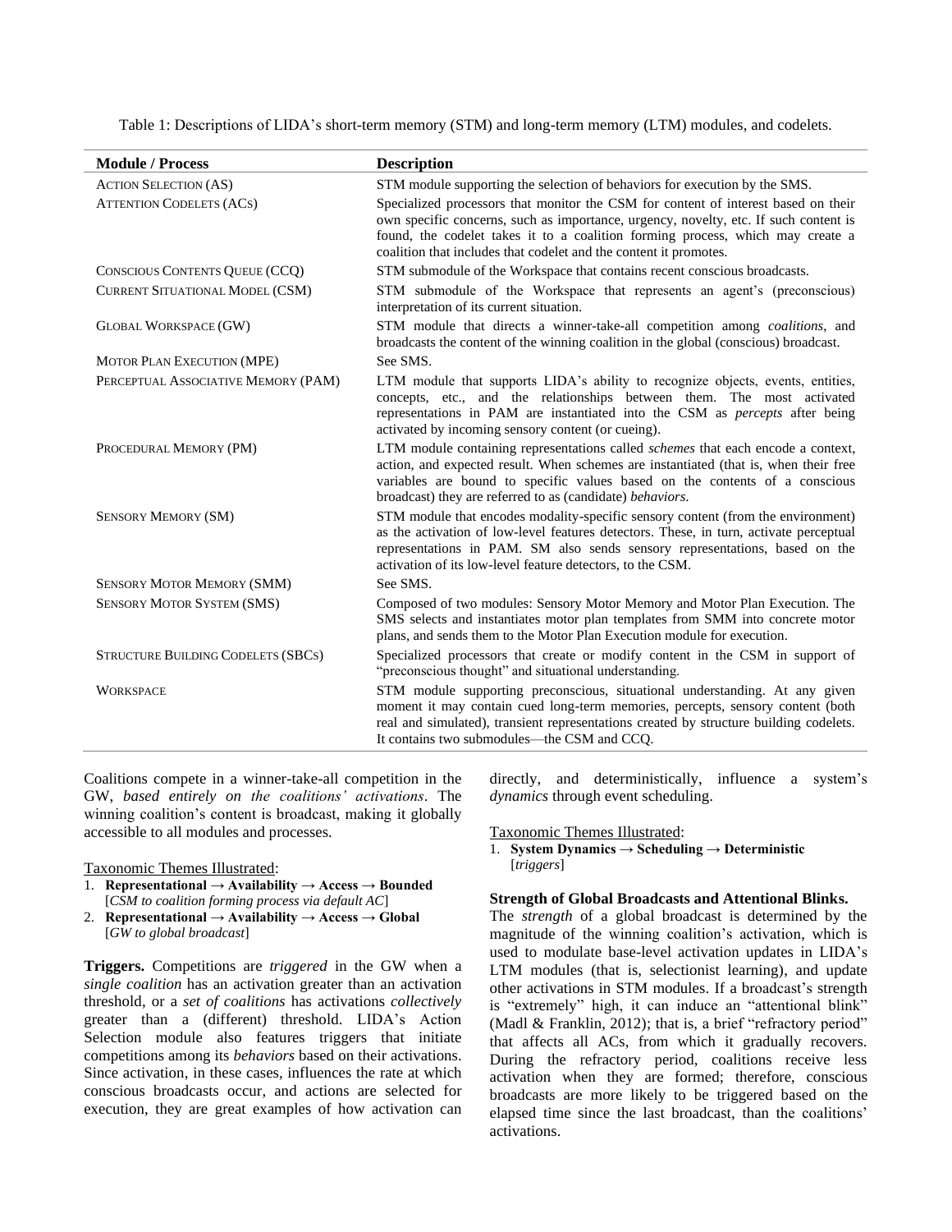Table 1: Descriptions of LIDA's short-term memory (STM) and long-term memory (LTM) modules, and codelets.

| Module / Process | Description |
|---|---|
| ACTION SELECTION (AS) | STM module supporting the selection of behaviors for execution by the SMS. |
| ATTENTION CODELETS (ACs) | Specialized processors that monitor the CSM for content of interest based on their own specific concerns, such as importance, urgency, novelty, etc. If such content is found, the codelet takes it to a coalition forming process, which may create a coalition that includes that codelet and the content it promotes. |
| CONSCIOUS CONTENTS QUEUE (CCQ) | STM submodule of the Workspace that contains recent conscious broadcasts. |
| CURRENT SITUATIONAL MODEL (CSM) | STM submodule of the Workspace that represents an agent's (preconscious) interpretation of its current situation. |
| GLOBAL WORKSPACE (GW) | STM module that directs a winner-take-all competition among *coalitions*, and broadcasts the content of the winning coalition in the global (conscious) broadcast. |
| MOTOR PLAN EXECUTION (MPE) | See SMS. |
| PERCEPTUAL ASSOCIATIVE MEMORY (PAM) | LTM module that supports LIDA's ability to recognize objects, events, entities, concepts, etc., and the relationships between them. The most activated representations in PAM are instantiated into the CSM as *percepts* after being activated by incoming sensory content (or cueing). |
| PROCEDURAL MEMORY (PM) | LTM module containing representations called *schemes* that each encode a context, action, and expected result. When schemes are instantiated (that is, when their free variables are bound to specific values based on the contents of a conscious broadcast) they are referred to as (candidate) *behaviors*. |
| SENSORY MEMORY (SM) | STM module that encodes modality-specific sensory content (from the environment) as the activation of low-level features detectors. These, in turn, activate perceptual representations in PAM. SM also sends sensory representations, based on the activation of its low-level feature detectors, to the CSM. |
| SENSORY MOTOR MEMORY (SMM) | See SMS. |
| SENSORY MOTOR SYSTEM (SMS) | Composed of two modules: Sensory Motor Memory and Motor Plan Execution. The SMS selects and instantiates motor plan templates from SMM into concrete motor plans, and sends them to the Motor Plan Execution module for execution. |
| STRUCTURE BUILDING CODELETS (SBCs) | Specialized processors that create or modify content in the CSM in support of "preconscious thought" and situational understanding. |
| WORKSPACE | STM module supporting preconscious, situational understanding. At any given moment it may contain cued long-term memories, percepts, sensory content (both real and simulated), transient representations created by structure building codelets. It contains two submodules—the CSM and CCQ. |

Coalitions compete in a winner-take-all competition in the GW, *based entirely on the coalitions' activations*. The winning coalition's content is broadcast, making it globally accessible to all modules and processes.

Taxonomic Themes Illustrated:

1. **Representational → Availability → Access → Bounded** [*CSM to coalition forming process via default AC*]
2. **Representational → Availability → Access → Global** [*GW to global broadcast*]

**Triggers.** Competitions are *triggered* in the GW when a *single coalition* has an activation greater than an activation threshold, or a *set of coalitions* has activations *collectively* greater than a (different) threshold. LIDA's Action Selection module also features triggers that initiate competitions among its *behaviors* based on their activations. Since activation, in these cases, influences the rate at which conscious broadcasts occur, and actions are selected for execution, they are great examples of how activation can directly, and deterministically, influence a system's *dynamics* through event scheduling.

Taxonomic Themes Illustrated:

1. **System Dynamics → Scheduling → Deterministic** [*triggers*]

**Strength of Global Broadcasts and Attentional Blinks.** The *strength* of a global broadcast is determined by the magnitude of the winning coalition's activation, which is used to modulate base-level activation updates in LIDA's LTM modules (that is, selectionist learning), and update other activations in STM modules. If a broadcast's strength is "extremely" high, it can induce an "attentional blink" (Madl & Franklin, 2012); that is, a brief "refractory period" that affects all ACs, from which it gradually recovers. During the refractory period, coalitions receive less activation when they are formed; therefore, conscious broadcasts are more likely to be triggered based on the elapsed time since the last broadcast, than the coalitions' activations.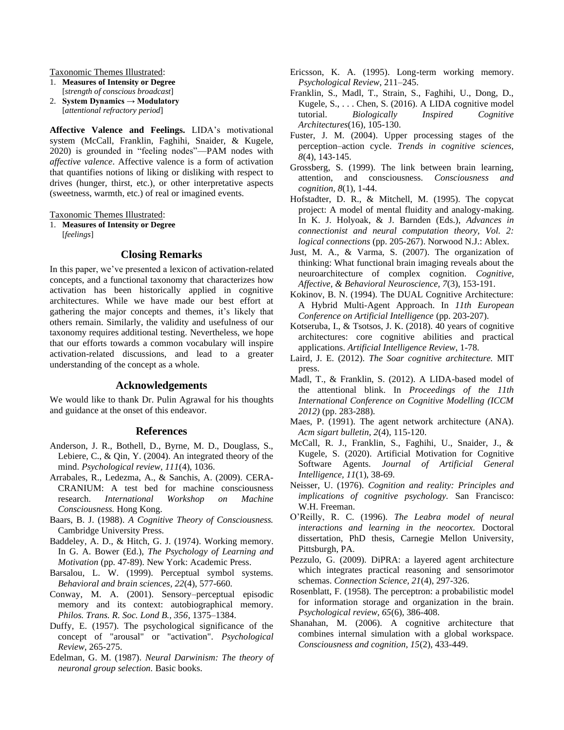Taxonomic Themes Illustrated:

1. **Measures of Intensity or Degree** [*strength of conscious broadcast*]
2. **System Dynamics → Modulatory** [*attentional refractory period*]

**Affective Valence and Feelings.** LIDA's motivational system (McCall, Franklin, Faghihi, Snaider, & Kugele, 2020) is grounded in "feeling nodes"—PAM nodes with *affective valence*. Affective valence is a form of activation that quantifies notions of liking or disliking with respect to drives (hunger, thirst, etc.), or other interpretative aspects (sweetness, warmth, etc.) of real or imagined events.

Taxonomic Themes Illustrated:

1. **Measures of Intensity or Degree** [*feelings*]

## Closing Remarks

In this paper, we've presented a lexicon of activation-related concepts, and a functional taxonomy that characterizes how activation has been historically applied in cognitive architectures. While we have made our best effort at gathering the major concepts and themes, it's likely that others remain. Similarly, the validity and usefulness of our taxonomy requires additional testing. Nevertheless, we hope that our efforts towards a common vocabulary will inspire activation-related discussions, and lead to a greater understanding of the concept as a whole.

## Acknowledgements

We would like to thank Dr. Pulin Agrawal for his thoughts and guidance at the onset of this endeavor.

## References

Anderson, J. R., Bothell, D., Byrne, M. D., Douglass, S., Lebiere, C., & Qin, Y. (2004). An integrated theory of the mind. *Psychological review, 111*(4), 1036.

Arrabales, R., Ledezma, A., & Sanchis, A. (2009). CERA-CRANIUM: A test bed for machine consciousness research. *International Workshop on Machine Consciousness.* Hong Kong.

Baars, B. J. (1988). *A Cognitive Theory of Consciousness.* Cambridge University Press.

Baddeley, A. D., & Hitch, G. J. (1974). Working memory. In G. A. Bower (Ed.), *The Psychology of Learning and Motivation* (pp. 47-89). New York: Academic Press.

Barsalou, L. W. (1999). Perceptual symbol systems. *Behavioral and brain sciences, 22*(4), 577-660.

Conway, M. A. (2001). Sensory–perceptual episodic memory and its context: autobiographical memory. *Philos. Trans. R. Soc. Lond B., 356*, 1375–1384.

Duffy, E. (1957). The psychological significance of the concept of "arousal" or "activation". *Psychological Review*, 265-275.

Edelman, G. M. (1987). *Neural Darwinism: The theory of neuronal group selection.* Basic books.

Ericsson, K. A. (1995). Long-term working memory. *Psychological Review,* 211–245.

Franklin, S., Madl, T., Strain, S., Faghihi, U., Dong, D., Kugele, S., . . . Chen, S. (2016). A LIDA cognitive model tutorial. *Biologically Inspired Cognitive Architectures*(16), 105-130.

Fuster, J. M. (2004). Upper processing stages of the perception–action cycle. *Trends in cognitive sciences, 8*(4), 143-145.

Grossberg, S. (1999). The link between brain learning, attention, and consciousness. *Consciousness and cognition, 8*(1), 1-44.

Hofstadter, D. R., & Mitchell, M. (1995). The copycat project: A model of mental fluidity and analogy-making. In K. J. Holyoak, & J. Barnden (Eds.), *Advances in connectionist and neural computation theory, Vol. 2: logical connections* (pp. 205-267). Norwood N.J.: Ablex.

Just, M. A., & Varma, S. (2007). The organization of thinking: What functional brain imaging reveals about the neuroarchitecture of complex cognition. *Cognitive, Affective, & Behavioral Neuroscience, 7*(3), 153-191.

Kokinov, B. N. (1994). The DUAL Cognitive Architecture: A Hybrid Multi-Agent Approach. In *11th European Conference on Artificial Intelligence* (pp. 203-207).

Kotseruba, I., & Tsotsos, J. K. (2018). 40 years of cognitive architectures: core cognitive abilities and practical applications. *Artificial Intelligence Review*, 1-78.

Laird, J. E. (2012). *The Soar cognitive architecture.* MIT press.

Madl, T., & Franklin, S. (2012). A LIDA-based model of the attentional blink. In *Proceedings of the 11th International Conference on Cognitive Modelling (ICCM 2012)* (pp. 283-288).

Maes, P. (1991). The agent network architecture (ANA). *Acm sigart bulletin, 2*(4), 115-120.

McCall, R. J., Franklin, S., Faghihi, U., Snaider, J., & Kugele, S. (2020). Artificial Motivation for Cognitive Software Agents. *Journal of Artificial General Intelligence, 11*(1), 38-69.

Neisser, U. (1976). *Cognition and reality: Principles and implications of cognitive psychology.* San Francisco: W.H. Freeman.

O'Reilly, R. C. (1996). *The Leabra model of neural interactions and learning in the neocortex.* Doctoral dissertation, PhD thesis, Carnegie Mellon University, Pittsburgh, PA.

Pezzulo, G. (2009). DiPRA: a layered agent architecture which integrates practical reasoning and sensorimotor schemas. *Connection Science, 21*(4), 297-326.

Rosenblatt, F. (1958). The perceptron: a probabilistic model for information storage and organization in the brain. *Psychological review, 65*(6), 386-408.

Shanahan, M. (2006). A cognitive architecture that combines internal simulation with a global workspace. *Consciousness and cognition, 15*(2), 433-449.